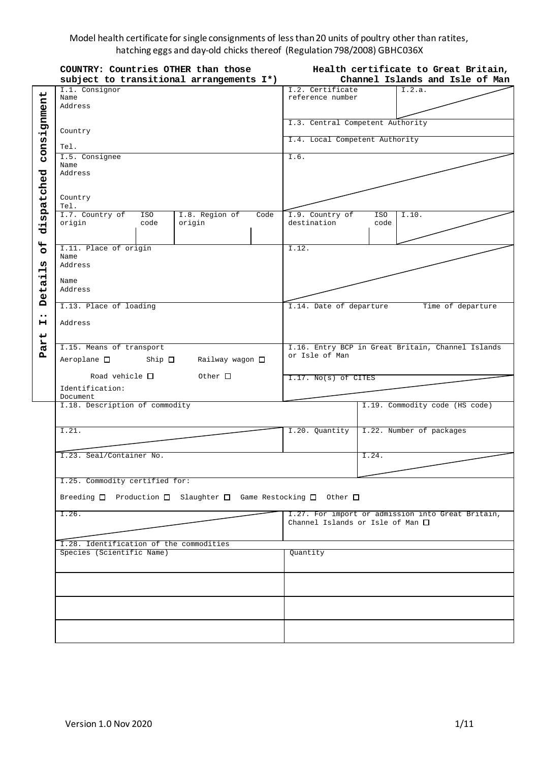Model health certificate for single consignments of less than 20 units of poultry other than ratites, hatching eggs and day-old chicks thereof (Regulation 798/2008) GBHC036X

**COUNTRY: Countries OTHER than those subject to transitional arrangements I*)**

**Health certificate to Great Britain, Channel Islands and Isle of Man**

**Part I: Details of dispatched consignment**

| | |
|---|---|
| I.1. Consignor<br>Name<br>Address<br><br>Country<br>Tel. | I.2. Certificate reference number<br>I.2.a.<br><br>I.3. Central Competent Authority<br><br>I.4. Local Competent Authority |
| I.5. Consignee<br>Name<br>Address<br><br>Country<br>Tel. | I.6. |
| I.7. Country of origin / ISO code / I.8. Region of origin / Code | I.9. Country of destination / ISO code / I.10. |
| I.11. Place of origin<br>Name<br>Address<br><br>Name<br>Address | I.12. |
| I.13. Place of loading<br><br>Address | I.14. Date of departure / Time of departure |
| I.15. Means of transport<br>Aeroplane ☐ Ship ☐ Railway wagon ☐<br>Road vehicle ☐ Other ☐<br>Identification:<br>Document | I.16. Entry BCP in Great Britain, Channel Islands or Isle of Man<br><br>I.17. No(s) of CITES |
| I.18. Description of commodity | I.19. Commodity code (HS code) |
| I.21. | I.20. Quantity / I.22. Number of packages |
| I.23. Seal/Container No. | I.24. |
| I.25. Commodity certified for:<br>Breeding ☐ Production ☐ Slaughter ☐ Game Restocking ☐ Other ☐ | |
| I.26. | I.27. For import or admission into Great Britain, Channel Islands or Isle of Man ☐ |

I.28. Identification of the commodities

| Species (Scientific Name) | Quantity |
|---|---|
| | |
| | |
| | |
| | |

Version 1.0 Nov 2020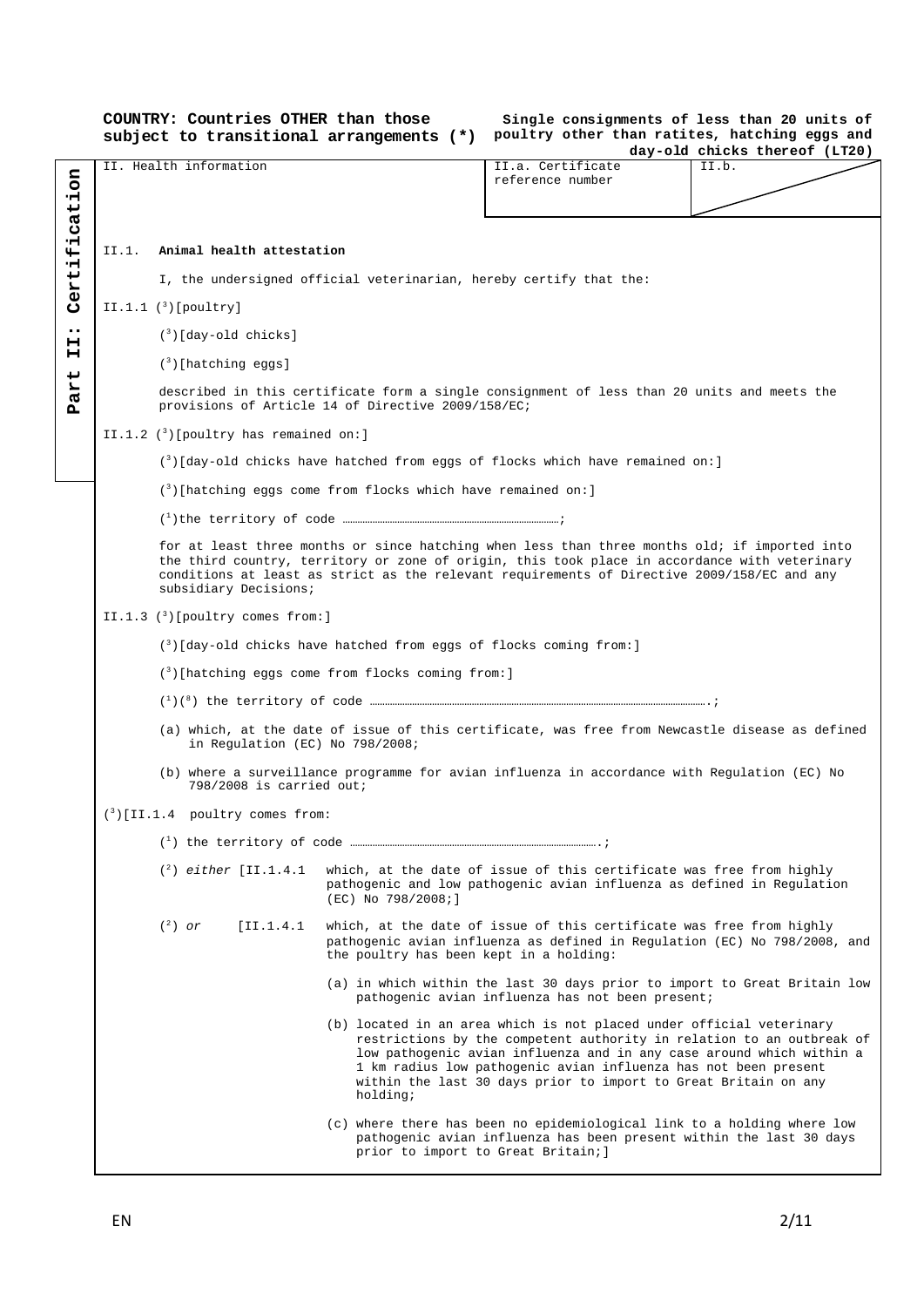**COUNTRY: Countries OTHER than those subject to transitional arrangements (*)**

**Single consignments of less than 20 units of poultry other than ratites, hatching eggs and day-old chicks thereof (LT20)**

**Part II: Certification**

| II. Health information | II.a. Certificate reference number | II.b. |
|---|---|---|

II.1. **Animal health attestation**

I, the undersigned official veterinarian, hereby certify that the:

II.1.1 (3)[poultry]

(3)[day-old chicks]

(3)[hatching eggs]

described in this certificate form a single consignment of less than 20 units and meets the provisions of Article 14 of Directive 2009/158/EC;

II.1.2 (3)[poultry has remained on:]

(3)[day-old chicks have hatched from eggs of flocks which have remained on:]

(3)[hatching eggs come from flocks which have remained on:]

(1)the territory of code ……………………………………………………………;

for at least three months or since hatching when less than three months old; if imported into the third country, territory or zone of origin, this took place in accordance with veterinary conditions at least as strict as the relevant requirements of Directive 2009/158/EC and any subsidiary Decisions;

II.1.3 (3)[poultry comes from:]

(3)[day-old chicks have hatched from eggs of flocks coming from:]

(3)[hatching eggs come from flocks coming from:]

(1)(8) the territory of code ………………………………………………………………………………………….;

(a) which, at the date of issue of this certificate, was free from Newcastle disease as defined in Regulation (EC) No 798/2008;

(b) where a surveillance programme for avian influenza in accordance with Regulation (EC) No 798/2008 is carried out;

(3)[II.1.4 poultry comes from:

(1) the territory of code ………………………………………………………….;

(2) *either* [II.1.4.1 which, at the date of issue of this certificate was free from highly pathogenic and low pathogenic avian influenza as defined in Regulation (EC) No 798/2008;]

(2) *or* [II.1.4.1 which, at the date of issue of this certificate was free from highly pathogenic avian influenza as defined in Regulation (EC) No 798/2008, and the poultry has been kept in a holding:

(a) in which within the last 30 days prior to import to Great Britain low pathogenic avian influenza has not been present;

(b) located in an area which is not placed under official veterinary restrictions by the competent authority in relation to an outbreak of low pathogenic avian influenza and in any case around which within a 1 km radius low pathogenic avian influenza has not been present within the last 30 days prior to import to Great Britain on any holding;

(c) where there has been no epidemiological link to a holding where low pathogenic avian influenza has been present within the last 30 days prior to import to Great Britain;]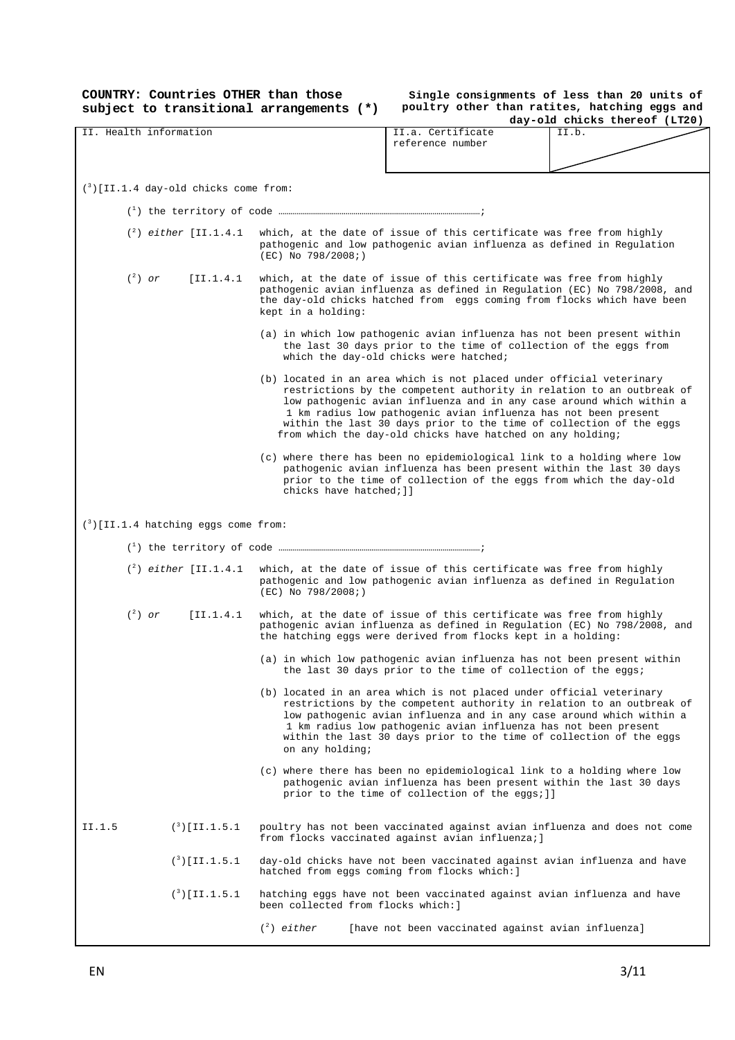**COUNTRY: Countries OTHER than those subject to transitional arrangements (\*)**

**Single consignments of less than 20 units of poultry other than ratites, hatching eggs and day-old chicks thereof (LT20)**

| II. Health information | II.a. Certificate reference number | II.b. |
|---|---|---|

([3])[II.1.4 day-old chicks come from:

([1]) the territory of code ……………………………………………………………………………………;

([2]) *either* [II.1.4.1 which, at the date of issue of this certificate was free from highly pathogenic and low pathogenic avian influenza as defined in Regulation (EC) No 798/2008;)

([2]) *or* [II.1.4.1 which, at the date of issue of this certificate was free from highly pathogenic avian influenza as defined in Regulation (EC) No 798/2008, and the day-old chicks hatched from eggs coming from flocks which have been kept in a holding:

(a) in which low pathogenic avian influenza has not been present within the last 30 days prior to the time of collection of the eggs from which the day-old chicks were hatched;

(b) located in an area which is not placed under official veterinary restrictions by the competent authority in relation to an outbreak of low pathogenic avian influenza and in any case around which within a 1 km radius low pathogenic avian influenza has not been present within the last 30 days prior to the time of collection of the eggs from which the day-old chicks have hatched on any holding;

(c) where there has been no epidemiological link to a holding where low pathogenic avian influenza has been present within the last 30 days prior to the time of collection of the eggs from which the day-old chicks have hatched;]]

([3])[II.1.4 hatching eggs come from:

([1]) the territory of code ……………………………………………………………………………………;

([2]) *either* [II.1.4.1 which, at the date of issue of this certificate was free from highly pathogenic and low pathogenic avian influenza as defined in Regulation (EC) No 798/2008;)

([2]) *or* [II.1.4.1 which, at the date of issue of this certificate was free from highly pathogenic avian influenza as defined in Regulation (EC) No 798/2008, and the hatching eggs were derived from flocks kept in a holding:

(a) in which low pathogenic avian influenza has not been present within the last 30 days prior to the time of collection of the eggs;

(b) located in an area which is not placed under official veterinary restrictions by the competent authority in relation to an outbreak of low pathogenic avian influenza and in any case around which within a 1 km radius low pathogenic avian influenza has not been present within the last 30 days prior to the time of collection of the eggs on any holding;

(c) where there has been no epidemiological link to a holding where low pathogenic avian influenza has been present within the last 30 days prior to the time of collection of the eggs;]]

II.1.5 ([3])[II.1.5.1 poultry has not been vaccinated against avian influenza and does not come from flocks vaccinated against avian influenza;]

([3])[II.1.5.1 day-old chicks have not been vaccinated against avian influenza and have hatched from eggs coming from flocks which:]

([3])[II.1.5.1 hatching eggs have not been vaccinated against avian influenza and have been collected from flocks which:]

([2]) *either* [have not been vaccinated against avian influenza]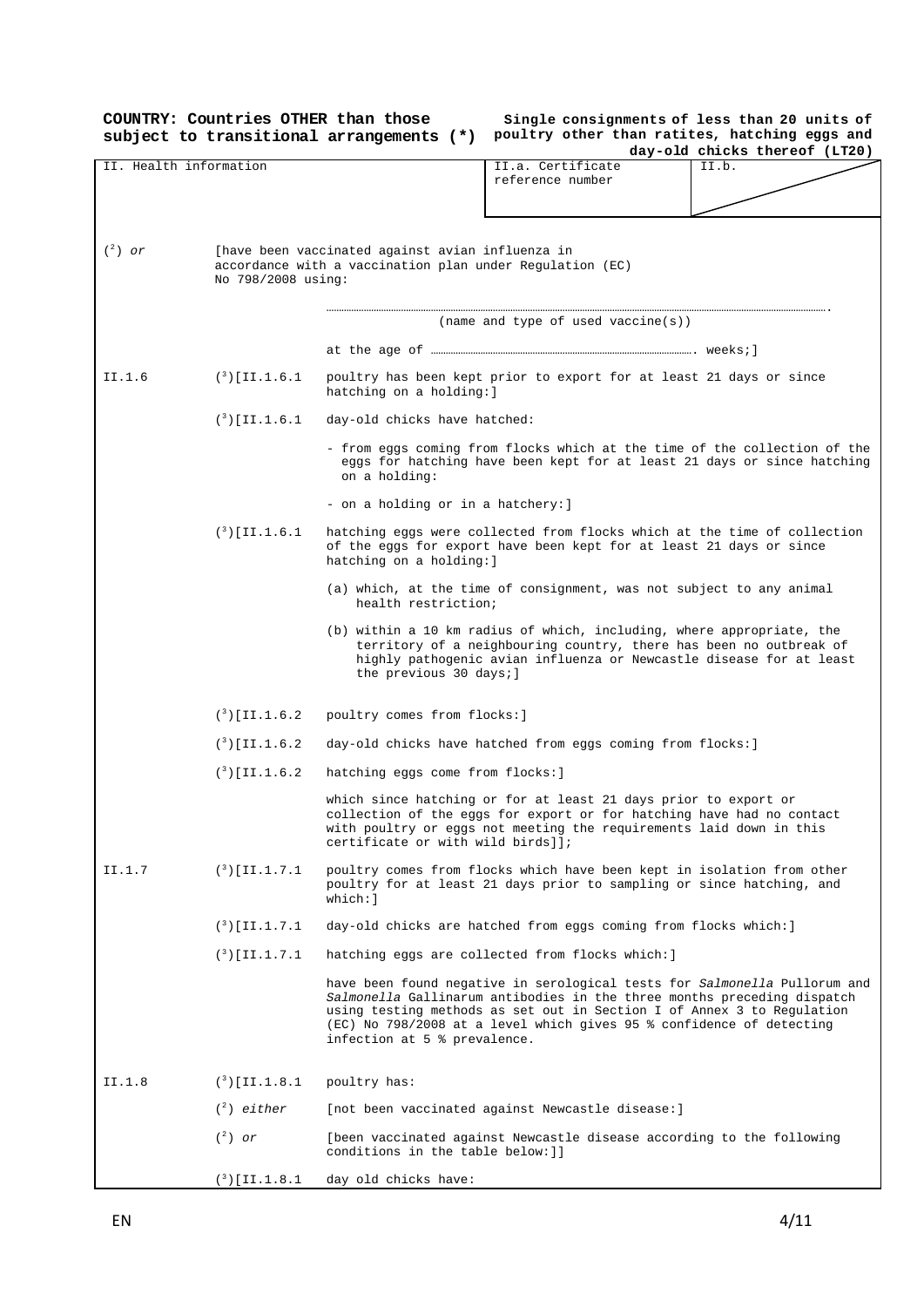**COUNTRY: Countries OTHER than those subject to transitional arrangements (\*)**

**Single consignments of less than 20 units of poultry other than ratites, hatching eggs and day-old chicks thereof (LT20)**

| II. Health information | II.a. Certificate reference number | II.b. |
|---|---|---|

(2) *or* [have been vaccinated against avian influenza in accordance with a vaccination plan under Regulation (EC) No 798/2008 using:

……………………………………………………………………………………………………….

(name and type of used vaccine(s))

at the age of ……………………………………………………… weeks;]

II.1.6 (3)[II.1.6.1 poultry has been kept prior to export for at least 21 days or since hatching on a holding:]

(3)[II.1.6.1 day-old chicks have hatched:

- from eggs coming from flocks which at the time of the collection of the eggs for hatching have been kept for at least 21 days or since hatching on a holding:
- on a holding or in a hatchery:]

(3)[II.1.6.1 hatching eggs were collected from flocks which at the time of collection of the eggs for export have been kept for at least 21 days or since hatching on a holding:]

(a) which, at the time of consignment, was not subject to any animal health restriction;

(b) within a 10 km radius of which, including, where appropriate, the territory of a neighbouring country, there has been no outbreak of highly pathogenic avian influenza or Newcastle disease for at least the previous 30 days;]

(3)[II.1.6.2 poultry comes from flocks:]

(3)[II.1.6.2 day-old chicks have hatched from eggs coming from flocks:]

(3)[II.1.6.2 hatching eggs come from flocks:]

which since hatching or for at least 21 days prior to export or collection of the eggs for export or for hatching have had no contact with poultry or eggs not meeting the requirements laid down in this certificate or with wild birds]];

II.1.7 (3)[II.1.7.1 poultry comes from flocks which have been kept in isolation from other poultry for at least 21 days prior to sampling or since hatching, and which:]

(3)[II.1.7.1 day-old chicks are hatched from eggs coming from flocks which:]

(3)[II.1.7.1 hatching eggs are collected from flocks which:]

have been found negative in serological tests for *Salmonella* Pullorum and *Salmonella* Gallinarum antibodies in the three months preceding dispatch using testing methods as set out in Section I of Annex 3 to Regulation (EC) No 798/2008 at a level which gives 95 % confidence of detecting infection at 5 % prevalence.

II.1.8 (3)[II.1.8.1 poultry has:

(2) *either* [not been vaccinated against Newcastle disease:]

(2) *or* [been vaccinated against Newcastle disease according to the following conditions in the table below:]]

(3)[II.1.8.1 day old chicks have: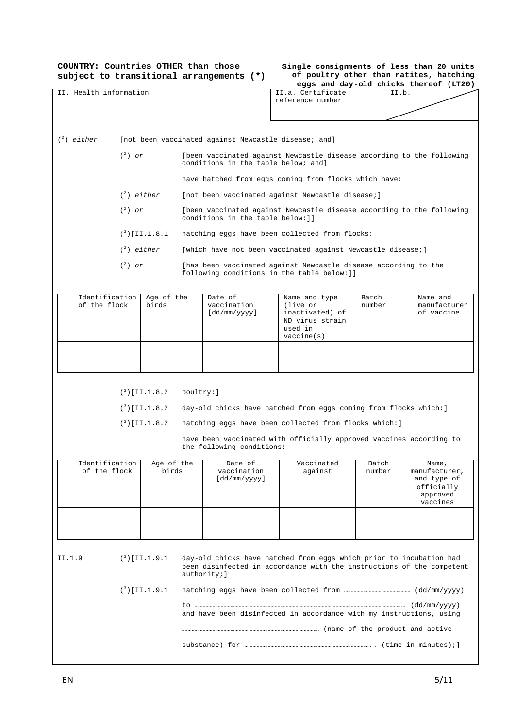**COUNTRY: Countries OTHER than those subject to transitional arrangements (*)**

**Single consignments of less than 20 units of poultry other than ratites, hatching eggs and day-old chicks thereof (LT20)**

| II. Health information | II.a. Certificate reference number | II.b. |
|---|---|---|

([2]) *either* [not been vaccinated against Newcastle disease; and]

([2]) *or* [been vaccinated against Newcastle disease according to the following conditions in the table below; and]

have hatched from eggs coming from flocks which have:

([2]) *either* [not been vaccinated against Newcastle disease;]

([2]) *or* [been vaccinated against Newcastle disease according to the following conditions in the table below:]]

([3])[II.1.8.1 hatching eggs have been collected from flocks:

([2]) *either* [which have not been vaccinated against Newcastle disease;]

([2]) *or* [has been vaccinated against Newcastle disease according to the following conditions in the table below:]]

| | Identification of the flock | Age of the birds | Date of vaccination [dd/mm/yyyy] | Name and type (live or inactivated) of ND virus strain used in vaccine(s) | Batch number | Name and manufacturer of vaccine |
|---|---|---|---|---|---|---|
| | | | | | | |

([3])[II.1.8.2 poultry:]

([3])[II.1.8.2 day-old chicks have hatched from eggs coming from flocks which:]

([3])[II.1.8.2 hatching eggs have been collected from flocks which:]

have been vaccinated with officially approved vaccines according to the following conditions:

| | Identification of the flock | Age of the birds | Date of vaccination [dd/mm/yyyy] | Vaccinated against | Batch number | Name, manufacturer, and type of officially approved vaccines |
|---|---|---|---|---|---|---|
| | | | | | | |

II.1.9 ([3])[II.1.9.1 day-old chicks have hatched from eggs which prior to incubation had been disinfected in accordance with the instructions of the competent authority;]

([3])[II.1.9.1 hatching eggs have been collected from ………………………………… (dd/mm/yyyy) to ……………………………………………………………………………………. (dd/mm/yyyy) and have been disinfected in accordance with my instructions, using ……………………………………………………… (name of the product and active substance) for ……………………………………………….. (time in minutes);]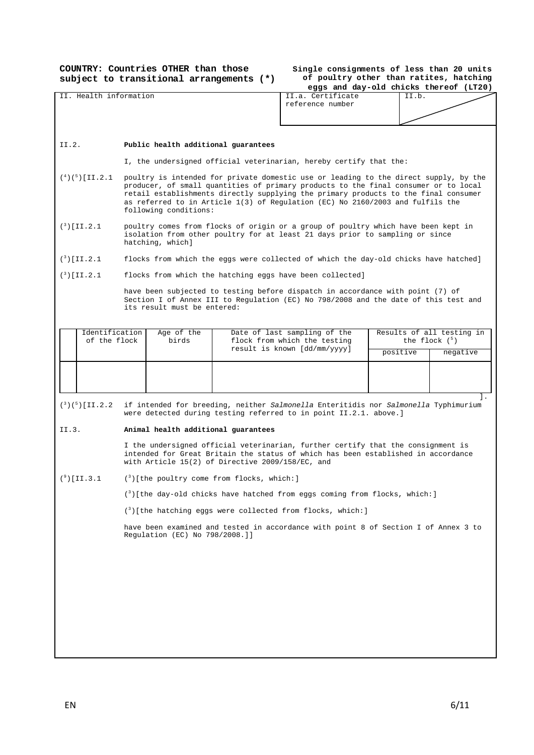**COUNTRY: Countries OTHER than those subject to transitional arrangements (*)**

**Single consignments of less than 20 units of poultry other than ratites, hatching eggs and day-old chicks thereof (LT20)**

| II. Health information | II.a. Certificate reference number | II.b. |
|---|---|---|

II.2. **Public health additional guarantees**

I, the undersigned official veterinarian, hereby certify that the:

(4)(5)[II.2.1 poultry is intended for private domestic use or leading to the direct supply, by the producer, of small quantities of primary products to the final consumer or to local retail establishments directly supplying the primary products to the final consumer as referred to in Article 1(3) of Regulation (EC) No 2160/2003 and fulfils the following conditions:

(3)[II.2.1 poultry comes from flocks of origin or a group of poultry which have been kept in isolation from other poultry for at least 21 days prior to sampling or since hatching, which]

(3)[II.2.1 flocks from which the eggs were collected of which the day-old chicks have hatched]

(3)[II.2.1 flocks from which the hatching eggs have been collected]

have been subjected to testing before dispatch in accordance with point (7) of Section I of Annex III to Regulation (EC) No 798/2008 and the date of this test and its result must be entered:

| | Identification of the flock | Age of the birds | Date of last sampling of the flock from which the testing result is known [dd/mm/yyyy] | Results of all testing in the flock (5) | |
|---|---|---|---|---|---|
| | | | | positive | negative |
| | | | | | |

].

(3)(5)[II.2.2 if intended for breeding, neither *Salmonella* Enteritidis nor *Salmonella* Typhimurium were detected during testing referred to in point II.2.1. above.]

II.3. **Animal health additional guarantees**

I the undersigned official veterinarian, further certify that the consignment is intended for Great Britain the status of which has been established in accordance with Article 15(2) of Directive 2009/158/EC, and

(9)[II.3.1 (3)[the poultry come from flocks, which:]

(3)[the day-old chicks have hatched from eggs coming from flocks, which:]

(3)[the hatching eggs were collected from flocks, which:]

have been examined and tested in accordance with point 8 of Section I of Annex 3 to Regulation (EC) No 798/2008.]]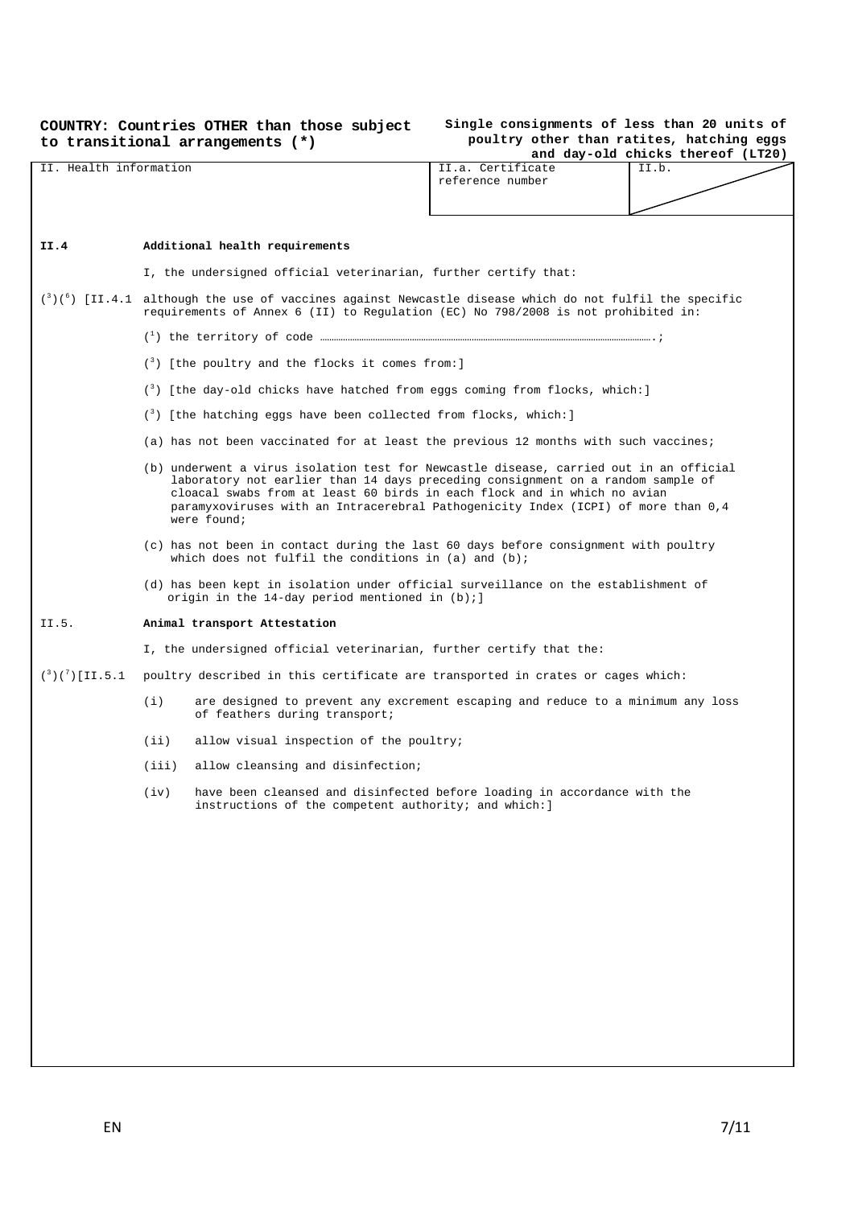**COUNTRY: Countries OTHER than those subject to transitional arrangements (*)**

**Single consignments of less than 20 units of poultry other than ratites, hatching eggs and day-old chicks thereof (LT20)**

| II. Health information | II.a. Certificate reference number | II.b. |
|---|---|---|

**II.4 Additional health requirements**

I, the undersigned official veterinarian, further certify that:

([3])([6]) [II.4.1 although the use of vaccines against Newcastle disease which do not fulfil the specific requirements of Annex 6 (II) to Regulation (EC) No 798/2008 is not prohibited in:

([1]) the territory of code ……………………………………………………………………………………;

([3]) [the poultry and the flocks it comes from:]

([3]) [the day-old chicks have hatched from eggs coming from flocks, which:]

([3]) [the hatching eggs have been collected from flocks, which:]

(a) has not been vaccinated for at least the previous 12 months with such vaccines;

(b) underwent a virus isolation test for Newcastle disease, carried out in an official laboratory not earlier than 14 days preceding consignment on a random sample of cloacal swabs from at least 60 birds in each flock and in which no avian paramyxoviruses with an Intracerebral Pathogenicity Index (ICPI) of more than 0,4 were found;

(c) has not been in contact during the last 60 days before consignment with poultry which does not fulfil the conditions in (a) and (b);

(d) has been kept in isolation under official surveillance on the establishment of origin in the 14-day period mentioned in (b);]

**II.5. Animal transport Attestation**

I, the undersigned official veterinarian, further certify that the:

([3])([7])[II.5.1 poultry described in this certificate are transported in crates or cages which:

(i) are designed to prevent any excrement escaping and reduce to a minimum any loss of feathers during transport;

(ii) allow visual inspection of the poultry;

(iii) allow cleansing and disinfection;

(iv) have been cleansed and disinfected before loading in accordance with the instructions of the competent authority; and which:]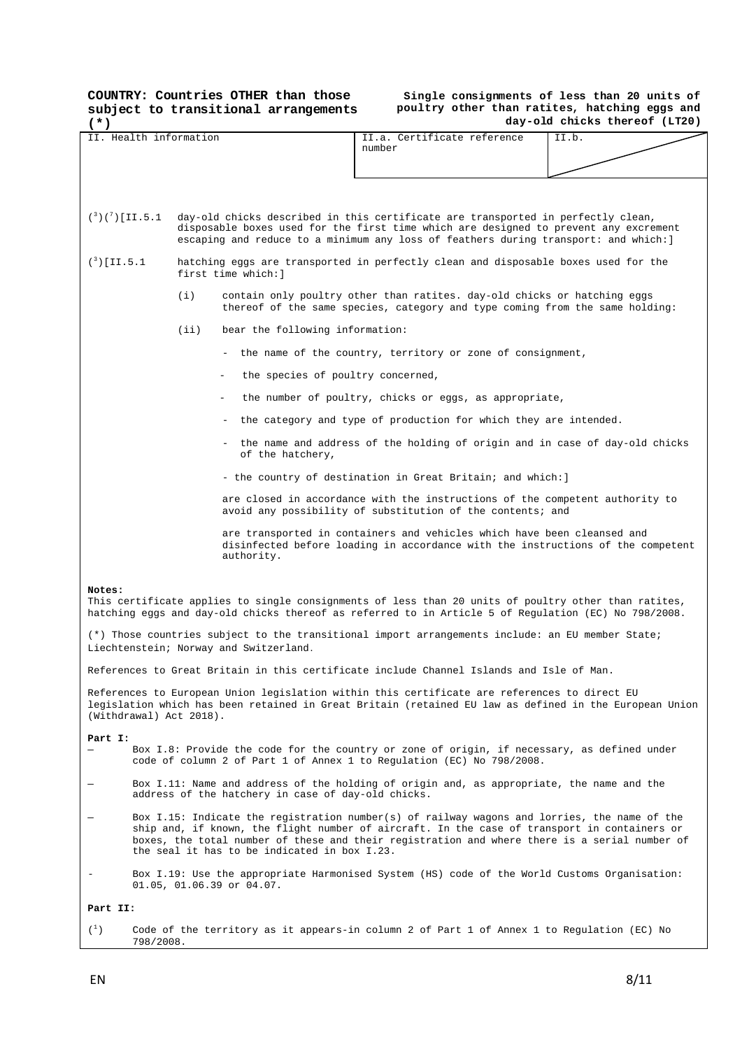**COUNTRY: Countries OTHER than those subject to transitional arrangements (*)**

**Single consignments of less than 20 units of poultry other than ratites, hatching eggs and day-old chicks thereof (LT20)**

| II. Health information | II.a. Certificate reference number | II.b. |
|---|---|---|

(3)(7)[II.5.1 day-old chicks described in this certificate are transported in perfectly clean, disposable boxes used for the first time which are designed to prevent any excrement escaping and reduce to a minimum any loss of feathers during transport: and which:]

(3)[II.5.1 hatching eggs are transported in perfectly clean and disposable boxes used for the first time which:]

(i) contain only poultry other than ratites. day-old chicks or hatching eggs thereof of the same species, category and type coming from the same holding:

(ii) bear the following information:

- the name of the country, territory or zone of consignment,
- the species of poultry concerned,
- the number of poultry, chicks or eggs, as appropriate,
- the category and type of production for which they are intended.
- the name and address of the holding of origin and in case of day-old chicks of the hatchery,
- the country of destination in Great Britain; and which:]

are closed in accordance with the instructions of the competent authority to avoid any possibility of substitution of the contents; and

are transported in containers and vehicles which have been cleansed and disinfected before loading in accordance with the instructions of the competent authority.

**Notes:**

This certificate applies to single consignments of less than 20 units of poultry other than ratites, hatching eggs and day-old chicks thereof as referred to in Article 5 of Regulation (EC) No 798/2008.

(*) Those countries subject to the transitional import arrangements include: an EU member State; Liechtenstein; Norway and Switzerland.

References to Great Britain in this certificate include Channel Islands and Isle of Man.

References to European Union legislation within this certificate are references to direct EU legislation which has been retained in Great Britain (retained EU law as defined in the European Union (Withdrawal) Act 2018).

**Part I:**

— Box I.8: Provide the code for the country or zone of origin, if necessary, as defined under code of column 2 of Part 1 of Annex 1 to Regulation (EC) No 798/2008.

— Box I.11: Name and address of the holding of origin and, as appropriate, the name and the address of the hatchery in case of day-old chicks.

— Box I.15: Indicate the registration number(s) of railway wagons and lorries, the name of the ship and, if known, the flight number of aircraft. In the case of transport in containers or boxes, the total number of these and their registration and where there is a serial number of the seal it has to be indicated in box I.23.

- Box I.19: Use the appropriate Harmonised System (HS) code of the World Customs Organisation: 01.05, 01.06.39 or 04.07.

**Part II:**

(1) Code of the territory as it appears-in column 2 of Part 1 of Annex 1 to Regulation (EC) No 798/2008.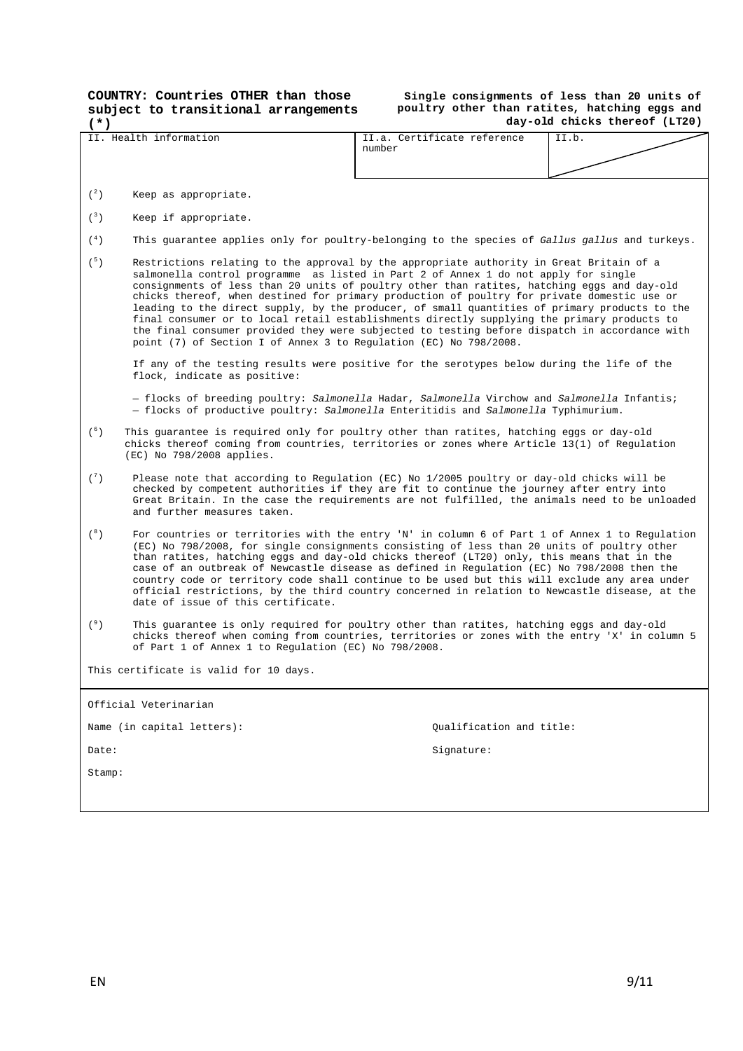**COUNTRY: Countries OTHER than those subject to transitional arrangements (*)**

**Single consignments of less than 20 units of poultry other than ratites, hatching eggs and day-old chicks thereof (LT20)**

| II. Health information | II.a. Certificate reference number | II.b. |
|---|---|---|

(2) Keep as appropriate.

(3) Keep if appropriate.

(4) This guarantee applies only for poultry-belonging to the species of *Gallus gallus* and turkeys.

(5) Restrictions relating to the approval by the appropriate authority in Great Britain of a salmonella control programme as listed in Part 2 of Annex 1 do not apply for single consignments of less than 20 units of poultry other than ratites, hatching eggs and day-old chicks thereof, when destined for primary production of poultry for private domestic use or leading to the direct supply, by the producer, of small quantities of primary products to the final consumer or to local retail establishments directly supplying the primary products to the final consumer provided they were subjected to testing before dispatch in accordance with point (7) of Section I of Annex 3 to Regulation (EC) No 798/2008.

If any of the testing results were positive for the serotypes below during the life of the flock, indicate as positive:

— flocks of breeding poultry: *Salmonella* Hadar, *Salmonella* Virchow and *Salmonella* Infantis;
— flocks of productive poultry: *Salmonella* Enteritidis and *Salmonella* Typhimurium.

(6) This guarantee is required only for poultry other than ratites, hatching eggs or day-old chicks thereof coming from countries, territories or zones where Article 13(1) of Regulation (EC) No 798/2008 applies.

(7) Please note that according to Regulation (EC) No 1/2005 poultry or day-old chicks will be checked by competent authorities if they are fit to continue the journey after entry into Great Britain. In the case the requirements are not fulfilled, the animals need to be unloaded and further measures taken.

(8) For countries or territories with the entry 'N' in column 6 of Part 1 of Annex 1 to Regulation (EC) No 798/2008, for single consignments consisting of less than 20 units of poultry other than ratites, hatching eggs and day-old chicks thereof (LT20) only, this means that in the case of an outbreak of Newcastle disease as defined in Regulation (EC) No 798/2008 then the country code or territory code shall continue to be used but this will exclude any area under official restrictions, by the third country concerned in relation to Newcastle disease, at the date of issue of this certificate.

(9) This guarantee is only required for poultry other than ratites, hatching eggs and day-old chicks thereof when coming from countries, territories or zones with the entry 'X' in column 5 of Part 1 of Annex 1 to Regulation (EC) No 798/2008.

This certificate is valid for 10 days.

Official Veterinarian

Name (in capital letters): Qualification and title:

Date: Signature:

Stamp: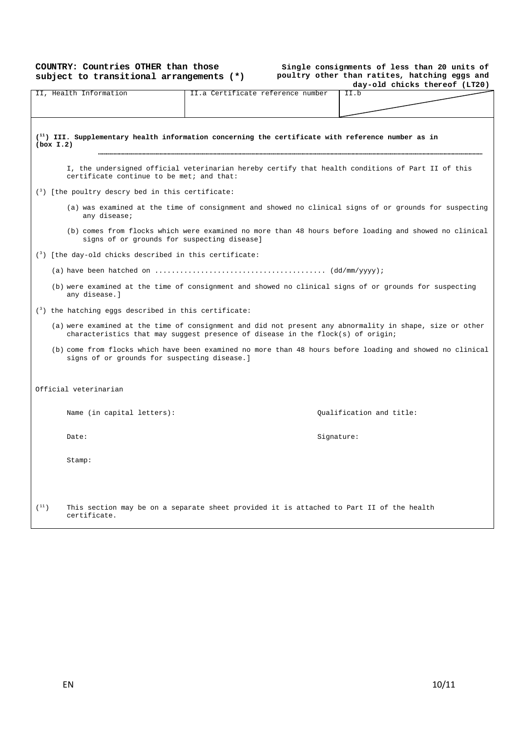**COUNTRY: Countries OTHER than those subject to transitional arrangements (*)**

**Single consignments of less than 20 units of poultry other than ratites, hatching eggs and day-old chicks thereof (LT20)**

| II, Health Information | II.a Certificate reference number | II.b |
|---|---|---|

**([11]) III. Supplementary health information concerning the certificate with reference number as in (box I.2)**

……………………………………………………………………………………

I, the undersigned official veterinarian hereby certify that health conditions of Part II of this certificate continue to be met; and that:

([3]) [the poultry descry bed in this certificate:

(a) was examined at the time of consignment and showed no clinical signs of or grounds for suspecting any disease;

(b) comes from flocks which were examined no more than 48 hours before loading and showed no clinical signs of or grounds for suspecting disease]

([3]) [the day-old chicks described in this certificate:

(a) have been hatched on ........................................ (dd/mm/yyyy);

(b) were examined at the time of consignment and showed no clinical signs of or grounds for suspecting any disease.]

([3]) the hatching eggs described in this certificate:

(a) were examined at the time of consignment and did not present any abnormality in shape, size or other characteristics that may suggest presence of disease in the flock(s) of origin;

(b) come from flocks which have been examined no more than 48 hours before loading and showed no clinical signs of or grounds for suspecting disease.]

Official veterinarian

Name (in capital letters): Qualification and title:

Date: Signature:

Stamp:

([11]) This section may be on a separate sheet provided it is attached to Part II of the health certificate.